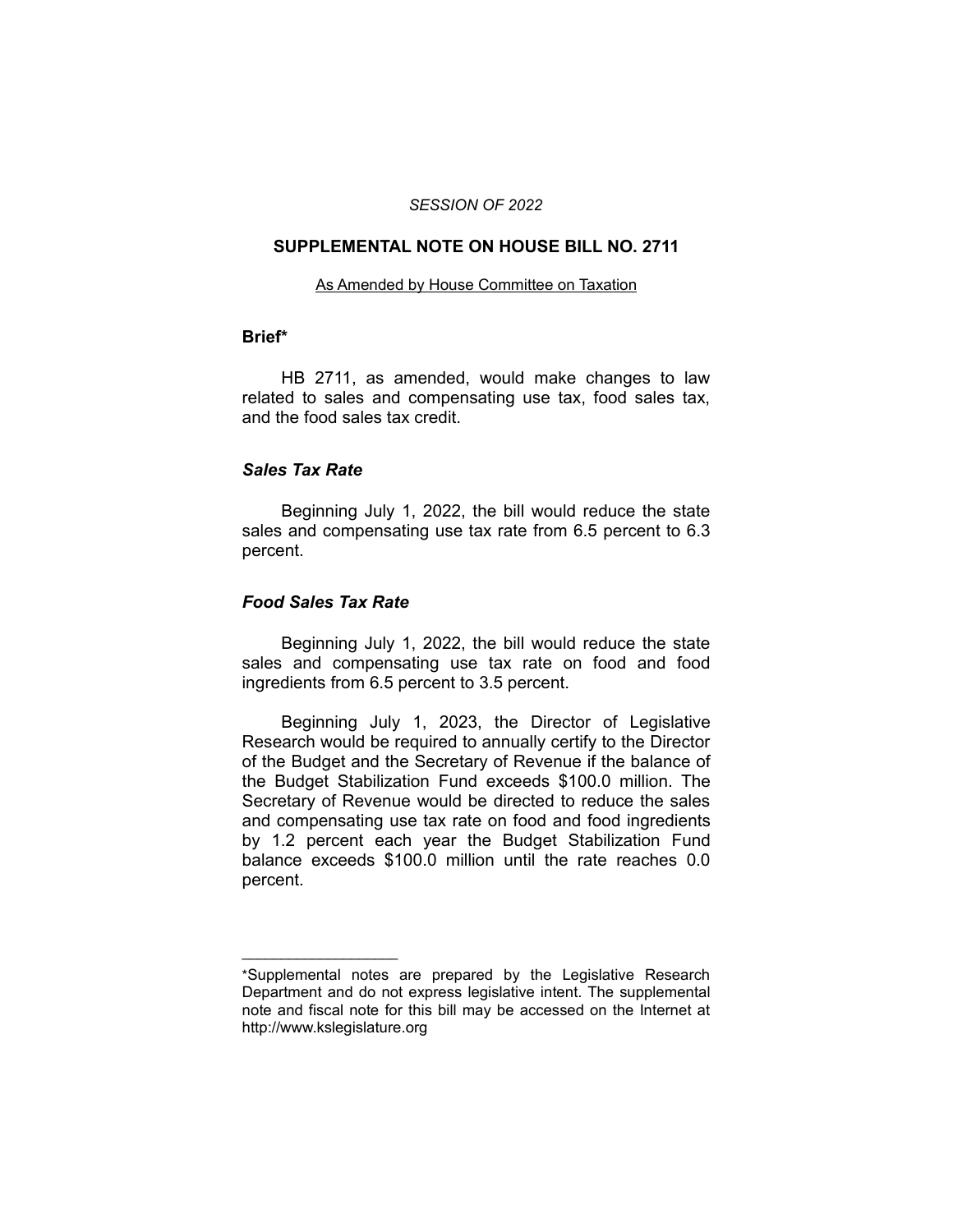*SESSION OF 2022*

# SUPPLEMENTAL NOTE ON HOUSE BILL NO. 2711

As Amended by House Committee on Taxation

## Brief*

HB 2711, as amended, would make changes to law related to sales and compensating use tax, food sales tax, and the food sales tax credit.

### *Sales Tax Rate*

Beginning July 1, 2022, the bill would reduce the state sales and compensating use tax rate from 6.5 percent to 6.3 percent.

### *Food Sales Tax Rate*

Beginning July 1, 2022, the bill would reduce the state sales and compensating use tax rate on food and food ingredients from 6.5 percent to 3.5 percent.

Beginning July 1, 2023, the Director of Legislative Research would be required to annually certify to the Director of the Budget and the Secretary of Revenue if the balance of the Budget Stabilization Fund exceeds $100.0 million. The Secretary of Revenue would be directed to reduce the sales and compensating use tax rate on food and food ingredients by 1.2 percent each year the Budget Stabilization Fund balance exceeds $100.0 million until the rate reaches 0.0 percent.

---

*Supplemental notes are prepared by the Legislative Research Department and do not express legislative intent. The supplemental note and fiscal note for this bill may be accessed on the Internet at http://www.kslegislature.org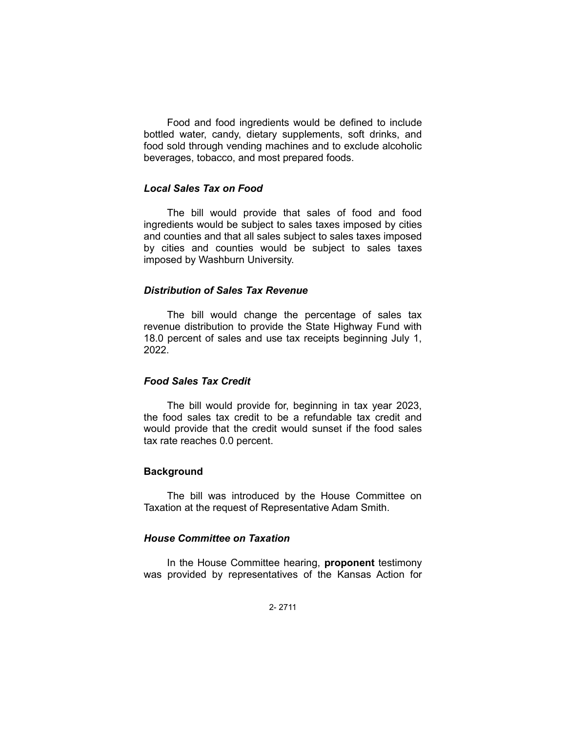Food and food ingredients would be defined to include bottled water, candy, dietary supplements, soft drinks, and food sold through vending machines and to exclude alcoholic beverages, tobacco, and most prepared foods.

### *Local Sales Tax on Food*

The bill would provide that sales of food and food ingredients would be subject to sales taxes imposed by cities and counties and that all sales subject to sales taxes imposed by cities and counties would be subject to sales taxes imposed by Washburn University.

### *Distribution of Sales Tax Revenue*

The bill would change the percentage of sales tax revenue distribution to provide the State Highway Fund with 18.0 percent of sales and use tax receipts beginning July 1, 2022.

### *Food Sales Tax Credit*

The bill would provide for, beginning in tax year 2023, the food sales tax credit to be a refundable tax credit and would provide that the credit would sunset if the food sales tax rate reaches 0.0 percent.

## Background

The bill was introduced by the House Committee on Taxation at the request of Representative Adam Smith.

### *House Committee on Taxation*

In the House Committee hearing, **proponent** testimony was provided by representatives of the Kansas Action for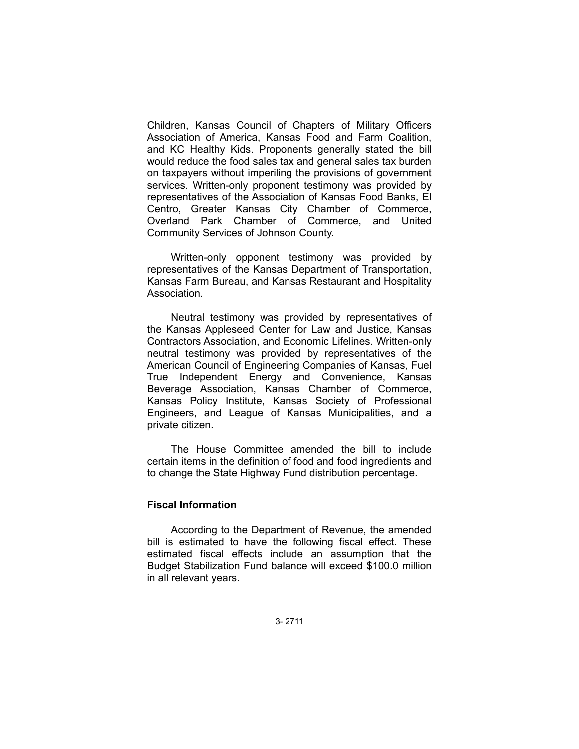Children, Kansas Council of Chapters of Military Officers Association of America, Kansas Food and Farm Coalition, and KC Healthy Kids. Proponents generally stated the bill would reduce the food sales tax and general sales tax burden on taxpayers without imperiling the provisions of government services. Written-only proponent testimony was provided by representatives of the Association of Kansas Food Banks, El Centro, Greater Kansas City Chamber of Commerce, Overland Park Chamber of Commerce, and United Community Services of Johnson County.

Written-only opponent testimony was provided by representatives of the Kansas Department of Transportation, Kansas Farm Bureau, and Kansas Restaurant and Hospitality Association.

Neutral testimony was provided by representatives of the Kansas Appleseed Center for Law and Justice, Kansas Contractors Association, and Economic Lifelines. Written-only neutral testimony was provided by representatives of the American Council of Engineering Companies of Kansas, Fuel True Independent Energy and Convenience, Kansas Beverage Association, Kansas Chamber of Commerce, Kansas Policy Institute, Kansas Society of Professional Engineers, and League of Kansas Municipalities, and a private citizen.

The House Committee amended the bill to include certain items in the definition of food and food ingredients and to change the State Highway Fund distribution percentage.

### Fiscal Information

According to the Department of Revenue, the amended bill is estimated to have the following fiscal effect. These estimated fiscal effects include an assumption that the Budget Stabilization Fund balance will exceed $100.0 million in all relevant years.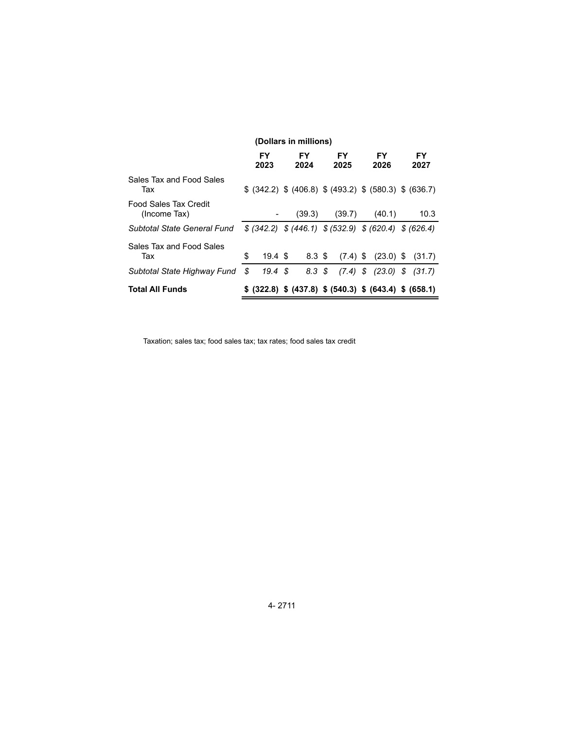| | (Dollars in millions) | | | | |
|---|---|---|---|---|---|
| | **FY 2023** | **FY 2024** | **FY 2025** | **FY 2026** | **FY 2027** |
| Sales Tax and Food Sales Tax | $ (342.2) | $ (406.8) | $ (493.2) | $ (580.3) | $ (636.7) |
| Food Sales Tax Credit (Income Tax) | - | (39.3) | (39.7) | (40.1) | 10.3 |
| *Subtotal State General Fund* | *$ (342.2)* | *$ (446.1)* | *$ (532.9)* | *$ (620.4)* | *$ (626.4)* |
| Sales Tax and Food Sales Tax | $ 19.4 | $ 8.3 | $ (7.4) | $ (23.0) | $ (31.7) |
| *Subtotal State Highway Fund* | *$ 19.4* | *$ 8.3* | *$ (7.4)* | *$ (23.0)* | *$ (31.7)* |
| **Total All Funds** | **$ (322.8)** | **$ (437.8)** | **$ (540.3)** | **$ (643.4)** | **$ (658.1)** |

Taxation; sales tax; food sales tax; tax rates; food sales tax credit